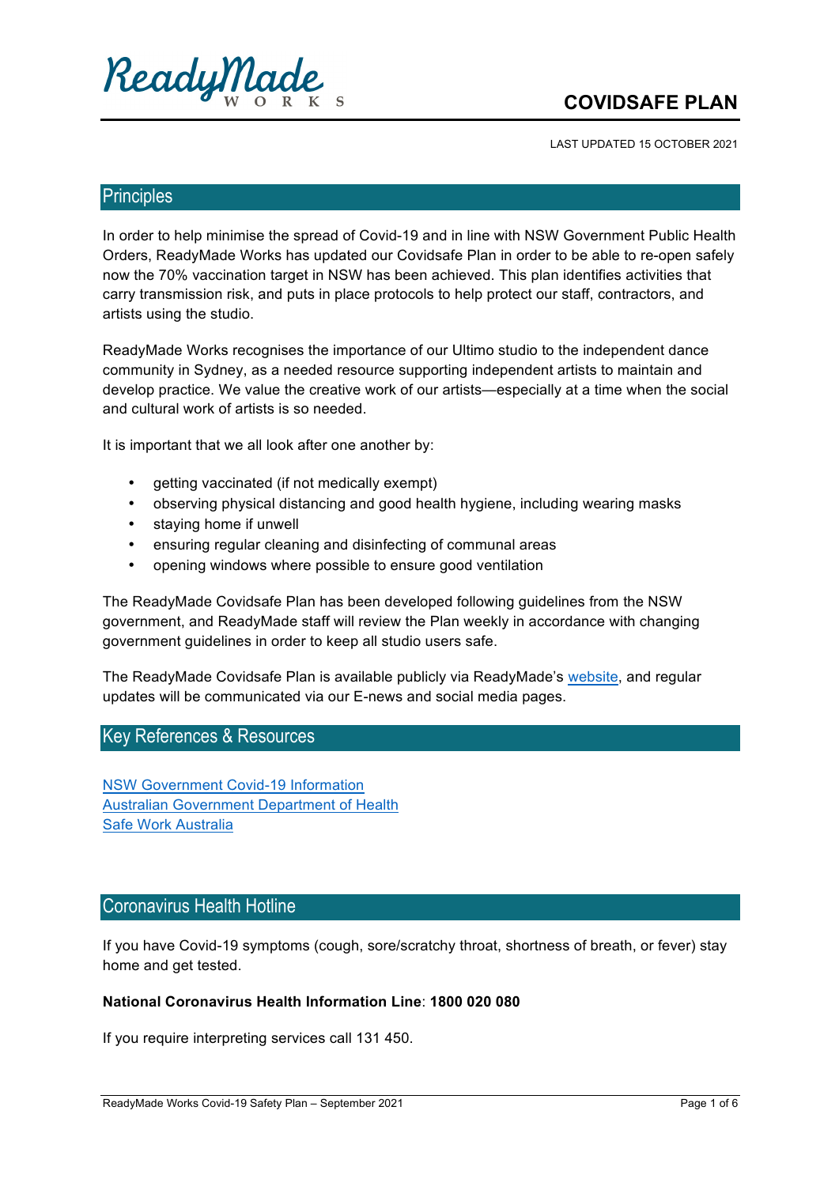ReadyMade WORKS

# COVIDSAFE PLAN

LAST UPDATED 15 OCTOBER 2021

## Principles

In order to help minimise the spread of Covid-19 and in line with NSW Government Public Health Orders, ReadyMade Works has updated our Covidsafe Plan in order to be able to re-open safely now the 70% vaccination target in NSW has been achieved. This plan identifies activities that carry transmission risk, and puts in place protocols to help protect our staff, contractors, and artists using the studio.

ReadyMade Works recognises the importance of our Ultimo studio to the independent dance community in Sydney, as a needed resource supporting independent artists to maintain and develop practice. We value the creative work of our artists—especially at a time when the social and cultural work of artists is so needed.

It is important that we all look after one another by:

- getting vaccinated (if not medically exempt)
- observing physical distancing and good health hygiene, including wearing masks
- staying home if unwell
- ensuring regular cleaning and disinfecting of communal areas
- opening windows where possible to ensure good ventilation

The ReadyMade Covidsafe Plan has developed following guidelines from the NSW government, and ReadyMade staff will review the Plan weekly in accordance with changing government guidelines in order to keep all studio users safe.

The ReadyMade Covidsafe Plan is available publicly via ReadyMade's website, and regular updates will be communicated via our E-news and social media pages.

## Key References & Resources

NSW Government Covid-19 Information
Australian Government Department of Health
Safe Work Australia

## Coronavirus Health Hotline

If you have Covid-19 symptoms (cough, sore/scratchy throat, shortness of breath, or fever) stay home and get tested.

**National Coronavirus Health Information Line**: **1800 020 080**

If you require interpreting services call 131 450.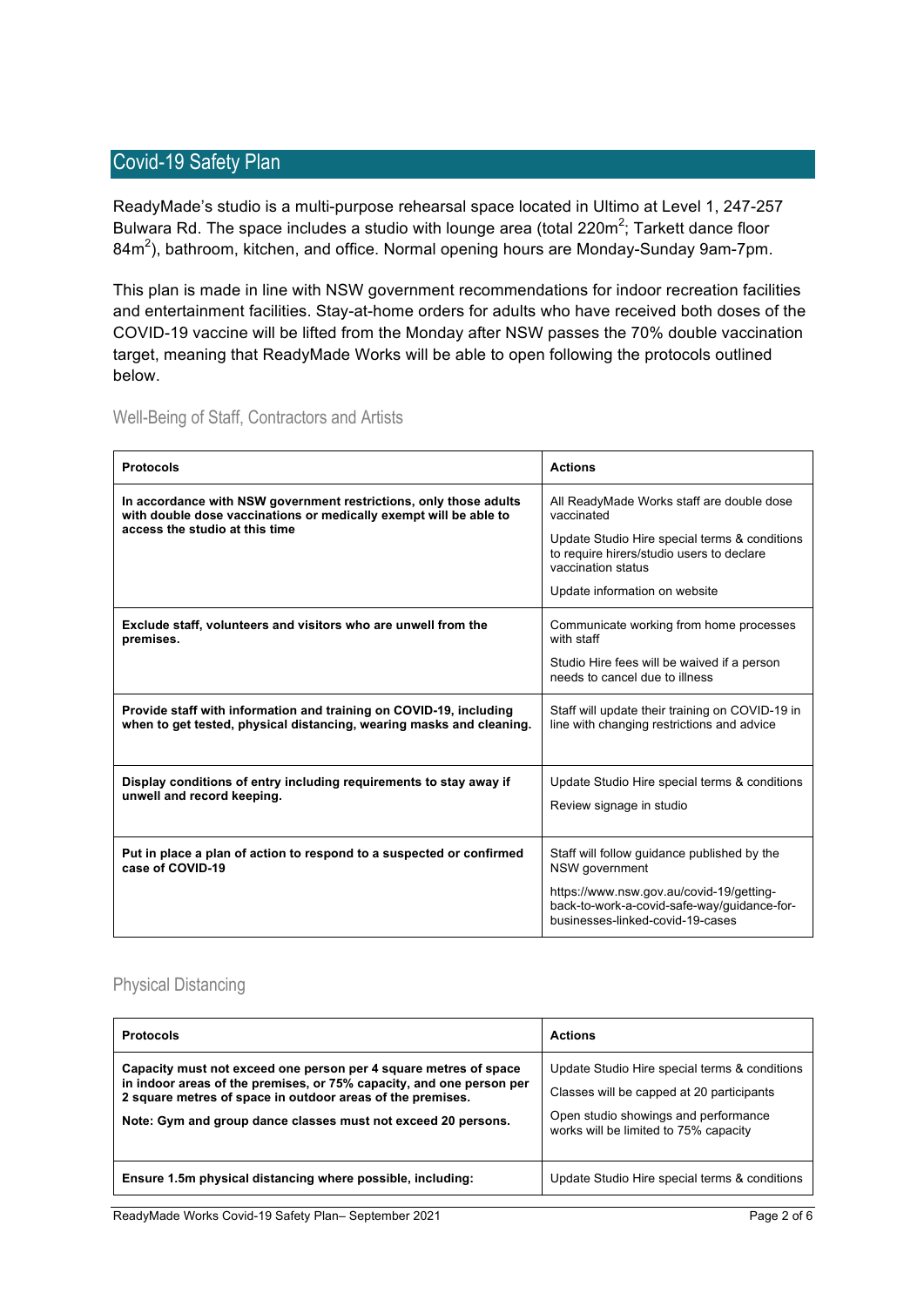## Covid-19 Safety Plan

ReadyMade's studio is a multi-purpose rehearsal space located in Ultimo at Level 1, 247-257 Bulwara Rd. The space includes a studio with lounge area (total 220m$^2$; Tarkett dance floor 84m$^2$), bathroom, kitchen, and office. Normal opening hours are Monday-Sunday 9am-7pm.

This plan is made in line with NSW government recommendations for indoor recreation facilities and entertainment facilities. Stay-at-home orders for adults who have received both doses of the COVID-19 vaccine will be lifted from the Monday after NSW passes the 70% double vaccination target, meaning that ReadyMade Works will be able to open following the protocols outlined below.

### Well-Being of Staff, Contractors and Artists

| Protocols | Actions |
|---|---|
| **In accordance with NSW government restrictions, only those adults with double dose vaccinations or medically exempt will be able to access the studio at this time** | All ReadyMade Works staff are double dose vaccinated<br><br>Update Studio Hire special terms & conditions to require hirers/studio users to declare vaccination status<br><br>Update information on website |
| **Exclude staff, volunteers and visitors who are unwell from the premises.** | Communicate working from home processes with staff<br><br>Studio Hire fees will be waived if a person needs to cancel due to illness |
| **Provide staff with information and training on COVID-19, including when to get tested, physical distancing, wearing masks and cleaning.** | Staff will update their training on COVID-19 in line with changing restrictions and advice |
| **Display conditions of entry including requirements to stay away if unwell and record keeping.** | Update Studio Hire special terms & conditions<br><br>Review signage in studio |
| **Put in place a plan of action to respond to a suspected or confirmed case of COVID-19** | Staff will follow guidance published by the NSW government<br><br>https://www.nsw.gov.au/covid-19/getting-back-to-work-a-covid-safe-way/guidance-for-businesses-linked-covid-19-cases |

### Physical Distancing

| Protocols | Actions |
|---|---|
| **Capacity must not exceed one person per 4 square metres of space in indoor areas of the premises, or 75% capacity, and one person per 2 square metres of space in outdoor areas of the premises.**<br><br>**Note: Gym and group dance classes must not exceed 20 persons.** | Update Studio Hire special terms & conditions<br><br>Classes will be capped at 20 participants<br><br>Open studio showings and performance works will be limited to 75% capacity |
| **Ensure 1.5m physical distancing where possible, including:** | Update Studio Hire special terms & conditions |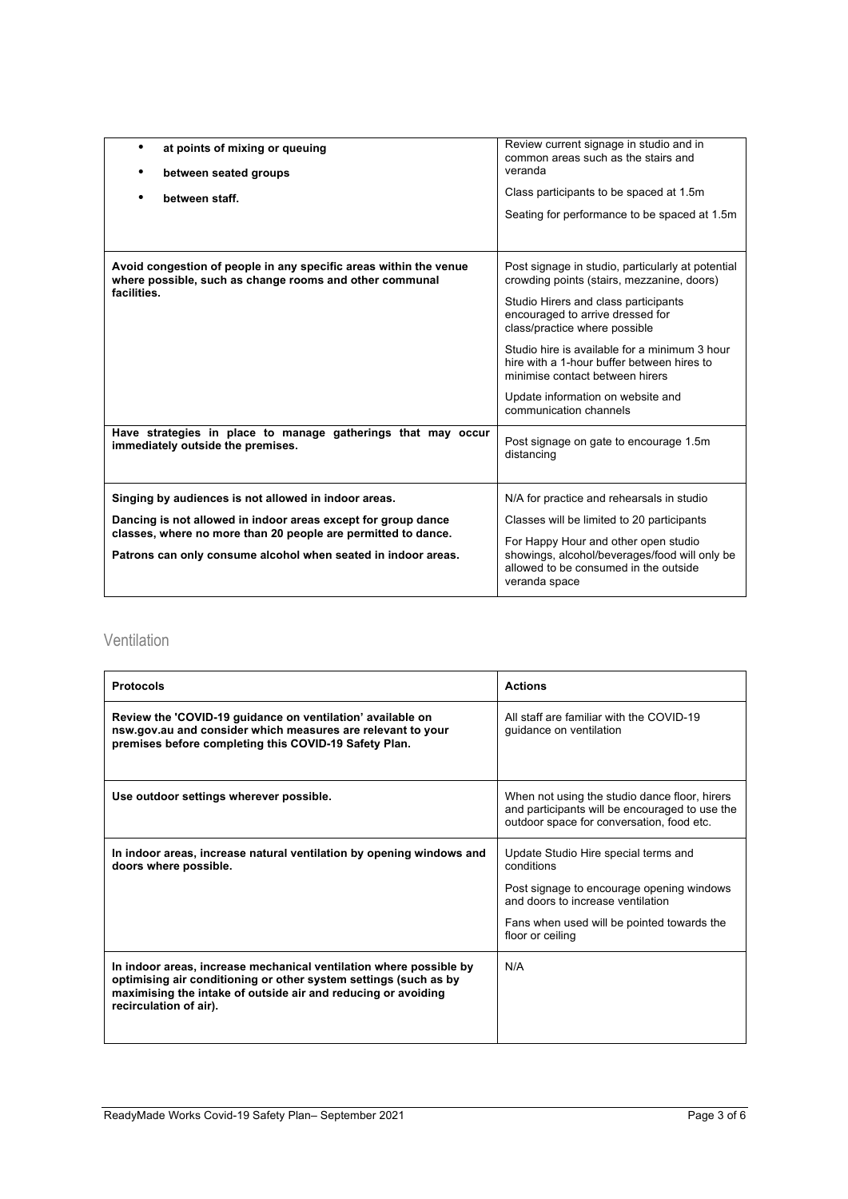| | |
|---|---|
| • **at points of mixing or queuing**<br>• **between seated groups**<br>• **between staff.** | Review current signage in studio and in common areas such as the stairs and veranda<br><br>Class participants to be spaced at 1.5m<br><br>Seating for performance to be spaced at 1.5m |
| **Avoid congestion of people in any specific areas within the venue where possible, such as change rooms and other communal facilities.** | Post signage in studio, particularly at potential crowding points (stairs, mezzanine, doors)<br><br>Studio Hirers and class participants encouraged to arrive dressed for class/practice where possible<br><br>Studio hire is available for a minimum 3 hour hire with a 1-hour buffer between hires to minimise contact between hirers<br><br>Update information on website and communication channels |
| **Have strategies in place to manage gatherings that may occur immediately outside the premises.** | Post signage on gate to encourage 1.5m distancing |
| **Singing by audiences is not allowed in indoor areas.**<br><br>**Dancing is not allowed in indoor areas except for group dance classes, where no more than 20 people are permitted to dance.**<br><br>**Patrons can only consume alcohol when seated in indoor areas.** | N/A for practice and rehearsals in studio<br><br>Classes will be limited to 20 participants<br><br>For Happy Hour and other open studio showings, alcohol/beverages/food will only be allowed to be consumed in the outside veranda space |

## Ventilation

| **Protocols** | **Actions** |
|---|---|
| **Review the 'COVID-19 guidance on ventilation' available on nsw.gov.au and consider which measures are relevant to your premises before completing this COVID-19 Safety Plan.** | All staff are familiar with the COVID-19 guidance on ventilation |
| **Use outdoor settings wherever possible.** | When not using the studio dance floor, hirers and participants will be encouraged to use the outdoor space for conversation, food etc. |
| **In indoor areas, increase natural ventilation by opening windows and doors where possible.** | Update Studio Hire special terms and conditions<br><br>Post signage to encourage opening windows and doors to increase ventilation<br><br>Fans when used will be pointed towards the floor or ceiling |
| **In indoor areas, increase mechanical ventilation where possible by optimising air conditioning or other system settings (such as by maximising the intake of outside air and reducing or avoiding recirculation of air).** | N/A |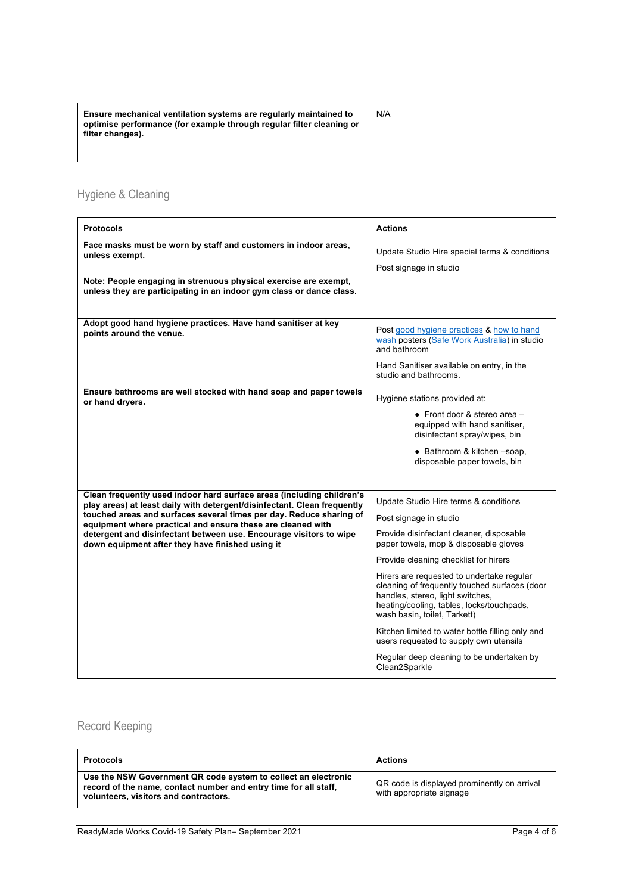| **Ensure mechanical ventilation systems are regularly maintained to optimise performance (for example through regular filter cleaning or filter changes).** | N/A |
|---|---|

## Hygiene & Cleaning

| **Protocols** | **Actions** |
|---|---|
| **Face masks must be worn by staff and customers in indoor areas, unless exempt.**<br><br>**Note: People engaging in strenuous physical exercise are exempt, unless they are participating in an indoor gym class or dance class.** | Update Studio Hire special terms & conditions<br><br>Post signage in studio |
| **Adopt good hand hygiene practices. Have hand sanitiser at key points around the venue.** | Post good hygiene practices & how to hand wash posters (Safe Work Australia) in studio and bathroom<br><br>Hand Sanitiser available on entry, in the studio and bathrooms. |
| **Ensure bathrooms are well stocked with hand soap and paper towels or hand dryers.** | Hygiene stations provided at:<br>• Front door & stereo area – equipped with hand sanitiser, disinfectant spray/wipes, bin<br>• Bathroom & kitchen –soap, disposable paper towels, bin |
| **Clean frequently used indoor hard surface areas (including children's play areas) at least daily with detergent/disinfectant. Clean frequently touched areas and surfaces several times per day. Reduce sharing of equipment where practical and ensure these are cleaned with detergent and disinfectant between use. Encourage visitors to wipe down equipment after they have finished using it** | Update Studio Hire terms & conditions<br><br>Post signage in studio<br><br>Provide disinfectant cleaner, disposable paper towels, mop & disposable gloves<br><br>Provide cleaning checklist for hirers<br><br>Hirers are requested to undertake regular cleaning of frequently touched surfaces (door handles, stereo, light switches, heating/cooling, tables, locks/touchpads, wash basin, toilet, Tarkett)<br><br>Kitchen limited to water bottle filling only and users requested to supply own utensils<br><br>Regular deep cleaning to be undertaken by Clean2Sparkle |

## Record Keeping

| **Protocols** | **Actions** |
|---|---|
| **Use the NSW Government QR code system to collect an electronic record of the name, contact number and entry time for all staff, volunteers, visitors and contractors.** | QR code is displayed prominently on arrival with appropriate signage |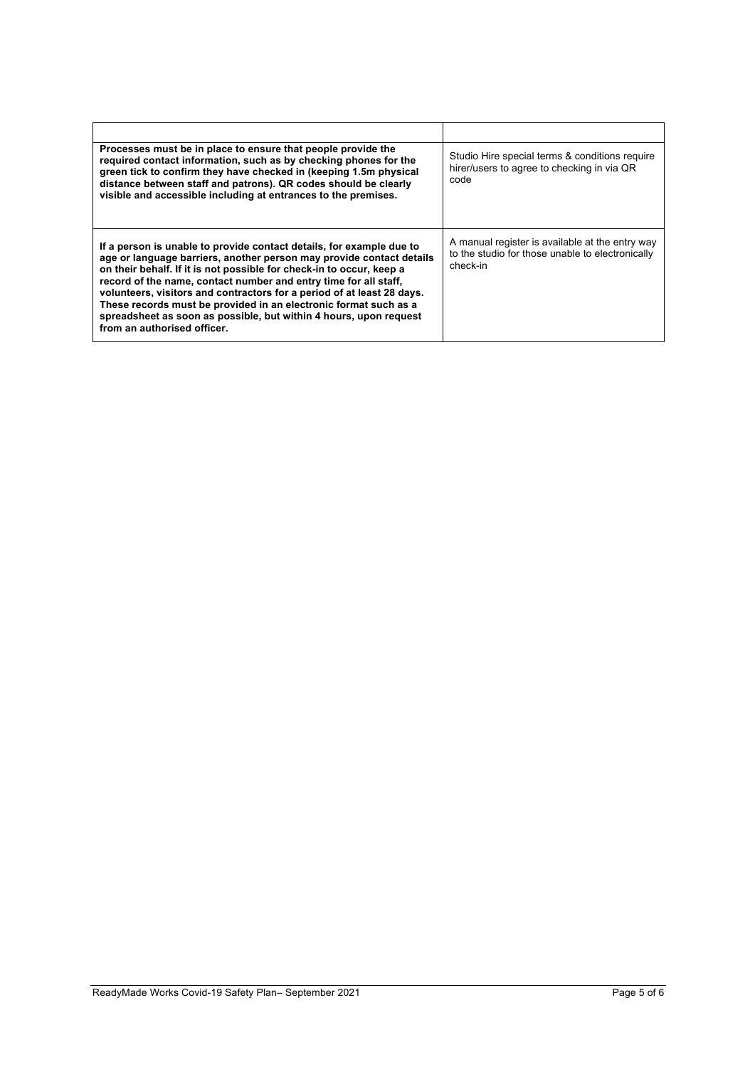| | |
|---|---|
| **Processes must be in place to ensure that people provide the required contact information, such as by checking phones for the green tick to confirm they have checked in (keeping 1.5m physical distance between staff and patrons). QR codes should be clearly visible and accessible including at entrances to the premises.** | Studio Hire special terms & conditions require hirer/users to agree to checking in via QR code |
| **If a person is unable to provide contact details, for example due to age or language barriers, another person may provide contact details on their behalf. If it is not possible for check-in to occur, keep a record of the name, contact number and entry time for all staff, volunteers, visitors and contractors for a period of at least 28 days. These records must be provided in an electronic format such as a spreadsheet as soon as possible, but within 4 hours, upon request from an authorised officer.** | A manual register is available at the entry way to the studio for those unable to electronically check-in |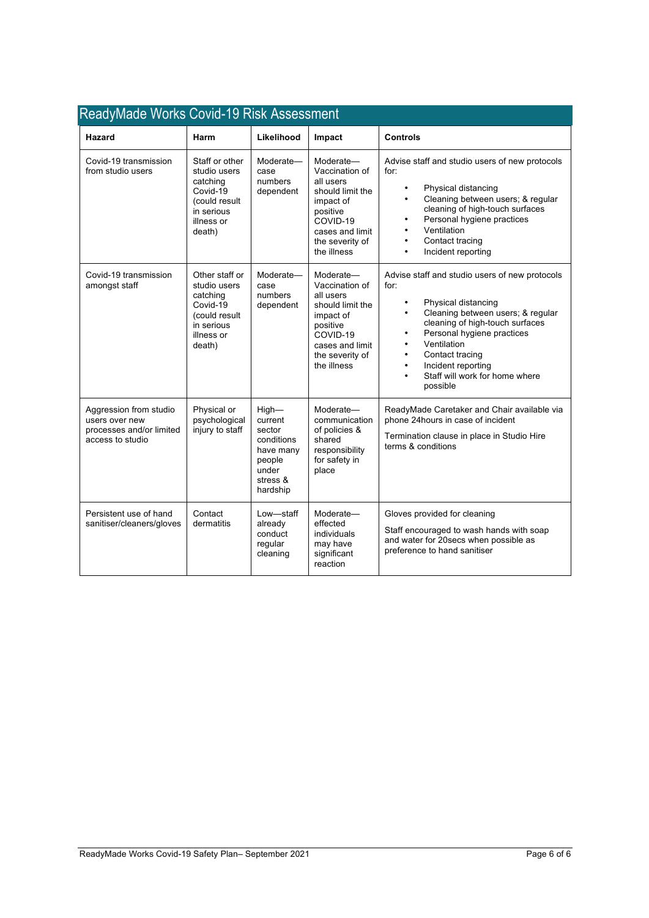## ReadyMade Works Covid-19 Risk Assessment

| Hazard | Harm | Likelihood | Impact | Controls |
|---|---|---|---|---|
| Covid-19 transmission from studio users | Staff or other studio users catching Covid-19 (could result in serious illness or death) | Moderate—case numbers dependent | Moderate—Vaccination of all users should limit the impact of positive COVID-19 cases and limit the severity of the illness | Advise staff and studio users of new protocols for:<br>• Physical distancing<br>• Cleaning between users; & regular cleaning of high-touch surfaces<br>• Personal hygiene practices<br>• Ventilation<br>• Contact tracing<br>• Incident reporting |
| Covid-19 transmission amongst staff | Other staff or studio users catching Covid-19 (could result in serious illness or death) | Moderate—case numbers dependent | Moderate—Vaccination of all users should limit the impact of positive COVID-19 cases and limit the severity of the illness | Advise staff and studio users of new protocols for:<br>• Physical distancing<br>• Cleaning between users; & regular cleaning of high-touch surfaces<br>• Personal hygiene practices<br>• Ventilation<br>• Contact tracing<br>• Incident reporting<br>• Staff will work for home where possible |
| Aggression from studio users over new processes and/or limited access to studio | Physical or psychological injury to staff | High—current sector conditions have many people under stress & hardship | Moderate—communication of policies & shared responsibility for safety in place | ReadyMade Caretaker and Chair available via phone 24hours in case of incident<br><br>Termination clause in place in Studio Hire terms & conditions |
| Persistent use of hand sanitiser/cleaners/gloves | Contact dermatitis | Low—staff already conduct regular cleaning | Moderate—effected individuals may have significant reaction | Gloves provided for cleaning<br><br>Staff encouraged to wash hands with soap and water for 20secs when possible as preference to hand sanitiser |